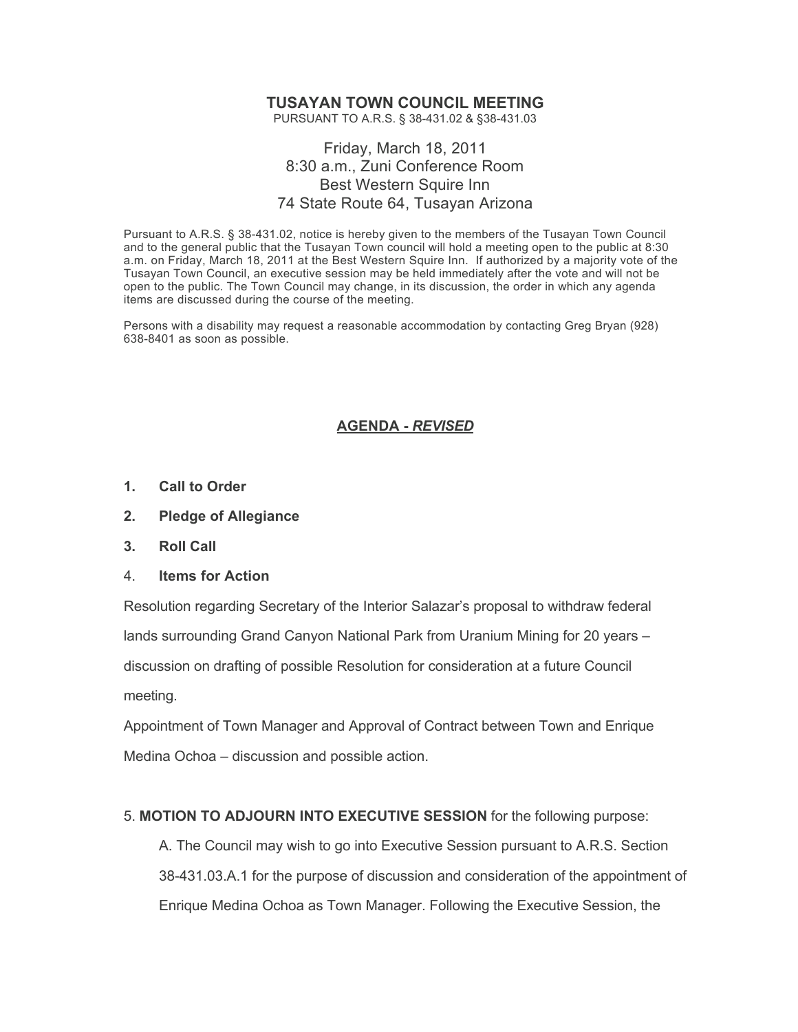# TUSAYAN TOWN COUNCIL MEETING

PURSUANT TO A.R.S. § 38-431.02 & §38-431.03

Friday, March 18, 2011
8:30 a.m., Zuni Conference Room
Best Western Squire Inn
74 State Route 64, Tusayan Arizona

Pursuant to A.R.S. § 38-431.02, notice is hereby given to the members of the Tusayan Town Council and to the general public that the Tusayan Town council will hold a meeting open to the public at 8:30 a.m. on Friday, March 18, 2011 at the Best Western Squire Inn. If authorized by a majority vote of the Tusayan Town Council, an executive session may be held immediately after the vote and will not be open to the public. The Town Council may change, in its discussion, the order in which any agenda items are discussed during the course of the meeting.

Persons with a disability may request a reasonable accommodation by contacting Greg Bryan (928) 638-8401 as soon as possible.

## AGENDA - *REVISED*

1. **Call to Order**
2. **Pledge of Allegiance**
3. **Roll Call**
4. **Items for Action**

Resolution regarding Secretary of the Interior Salazar's proposal to withdraw federal lands surrounding Grand Canyon National Park from Uranium Mining for 20 years – discussion on drafting of possible Resolution for consideration at a future Council meeting.

Appointment of Town Manager and Approval of Contract between Town and Enrique Medina Ochoa – discussion and possible action.

5. **MOTION TO ADJOURN INTO EXECUTIVE SESSION** for the following purpose:

   A. The Council may wish to go into Executive Session pursuant to A.R.S. Section 38-431.03.A.1 for the purpose of discussion and consideration of the appointment of Enrique Medina Ochoa as Town Manager. Following the Executive Session, the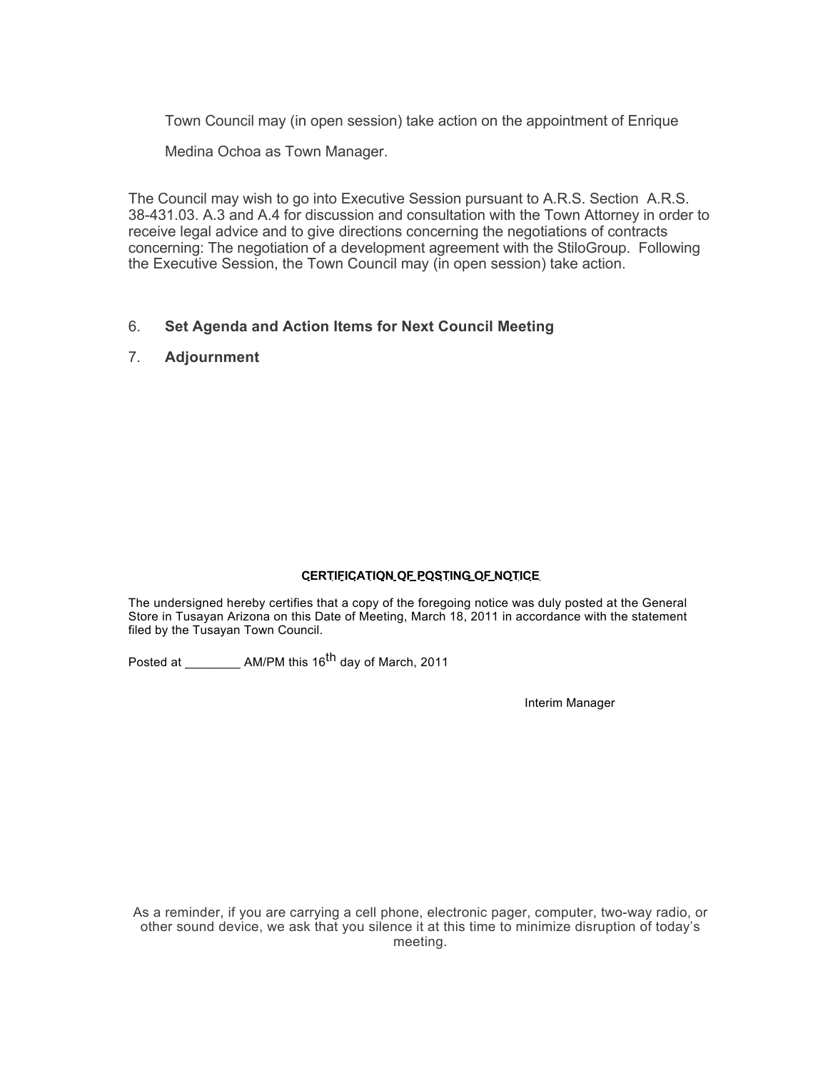Town Council may (in open session) take action on the appointment of Enrique Medina Ochoa as Town Manager.

The Council may wish to go into Executive Session pursuant to A.R.S. Section A.R.S. 38-431.03. A.3 and A.4 for discussion and consultation with the Town Attorney in order to receive legal advice and to give directions concerning the negotiations of contracts concerning: The negotiation of a development agreement with the StiloGroup. Following the Executive Session, the Town Council may (in open session) take action.

6. **Set Agenda and Action Items for Next Council Meeting**

7. **Adjournment**

**CERTIFICATION OF POSTING OF NOTICE**

The undersigned hereby certifies that a copy of the foregoing notice was duly posted at the General Store in Tusayan Arizona on this Date of Meeting, March 18, 2011 in accordance with the statement filed by the Tusayan Town Council.

Posted at ________ AM/PM this 16th day of March, 2011

Interim Manager

As a reminder, if you are carrying a cell phone, electronic pager, computer, two-way radio, or other sound device, we ask that you silence it at this time to minimize disruption of today's meeting.